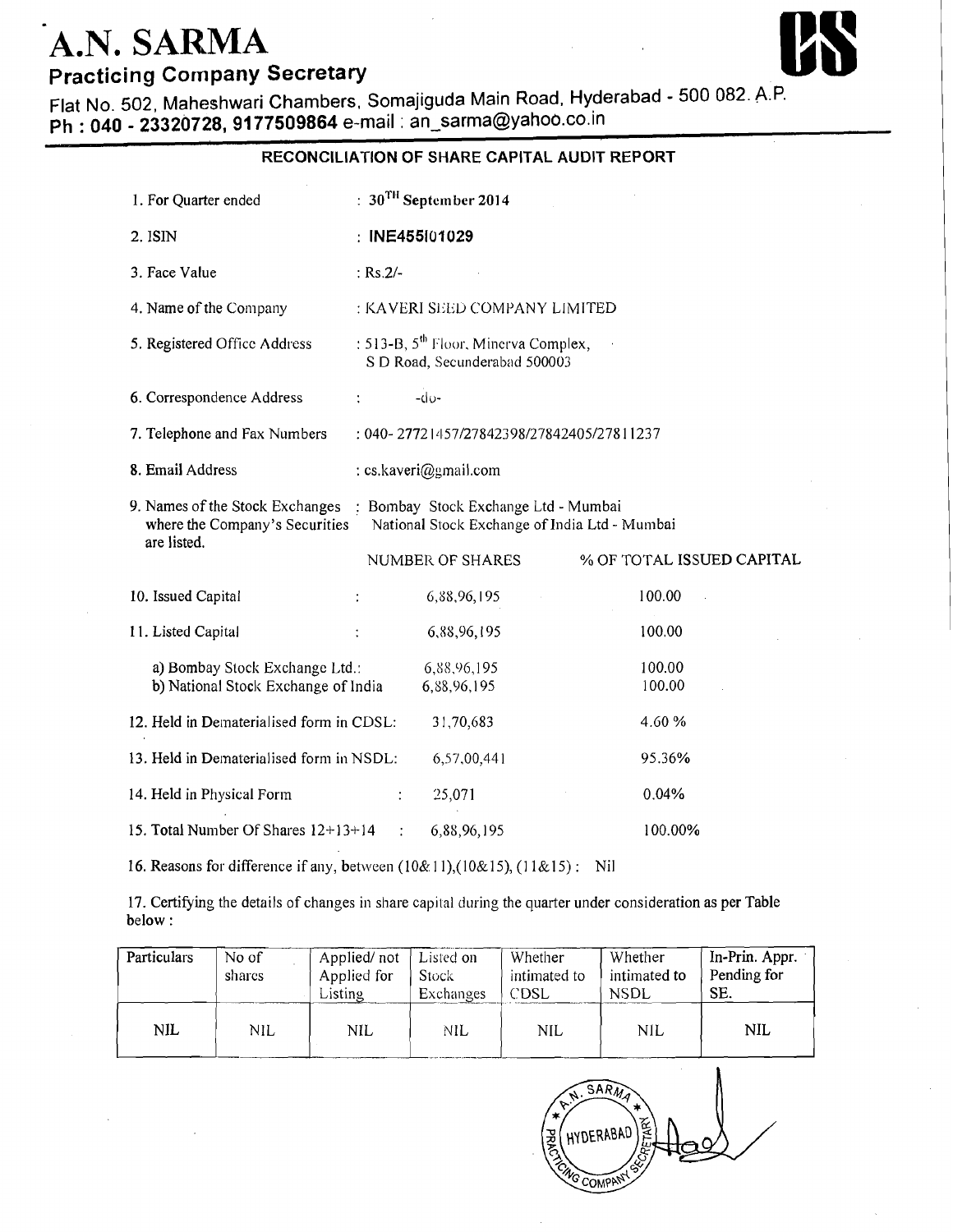# A.N. SARMA

## Practicing Company Secretary

Flat No. 502, Maheshwari Chambers, Somajiguda Main Road, Hyderabad - 500 082. A.P.
**Ph : 040 - 23320728, 9177509864** e-mail : an_sarma@yahoo.co.in

### RECONCILIATION OF SHARE CAPITAL AUDIT REPORT

| | | |
|---|---|---|
| 1. For Quarter ended | : 30TH September 2014 | |
| 2. ISIN | : **INE455I01029** | |
| 3. Face Value | : Rs.2/- | |
| 4. Name of the Company | : KAVERI SEED COMPANY LIMITED | |
| 5. Registered Office Address | : 513-B, 5th Floor, Minerva Complex, S D Road, Secunderabad 500003 | |
| 6. Correspondence Address | : -do- | |
| 7. Telephone and Fax Numbers | : 040- 27721457/27842398/27842405/27811237 | |
| 8. Email Address | : cs.kaveri@gmail.com | |
| 9. Names of the Stock Exchanges where the Company's Securities are listed. | : Bombay Stock Exchange Ltd - Mumbai<br>National Stock Exchange of India Ltd - Mumbai | |
| | NUMBER OF SHARES | % OF TOTAL ISSUED CAPITAL |
| 10. Issued Capital | 6,88,96,195 | 100.00 |
| 11. Listed Capital | 6,88,96,195 | 100.00 |
| a) Bombay Stock Exchange Ltd.: | 6,88,96,195 | 100.00 |
| b) National Stock Exchange of India | 6,88,96,195 | 100.00 |
| 12. Held in Dematerialised form in CDSL: | 31,70,683 | 4.60 % |
| 13. Held in Dematerialised form in NSDL: | 6,57,00,441 | 95.36% |
| 14. Held in Physical Form | 25,071 | 0.04% |
| 15. Total Number Of Shares 12+13+14 | 6,88,96,195 | 100.00% |

16. Reasons for difference if any, between (10&11),(10&15), (11&15) : Nil

17. Certifying the details of changes in share capital during the quarter under consideration as per Table below :

| Particulars | No of shares | Applied/ not Applied for Listing | Listed on Stock Exchanges | Whether intimated to CDSL | Whether intimated to NSDL | In-Prin. Appr. Pending for SE. |
|---|---|---|---|---|---|---|
| NIL | NIL | NIL | NIL | NIL | NIL | NIL |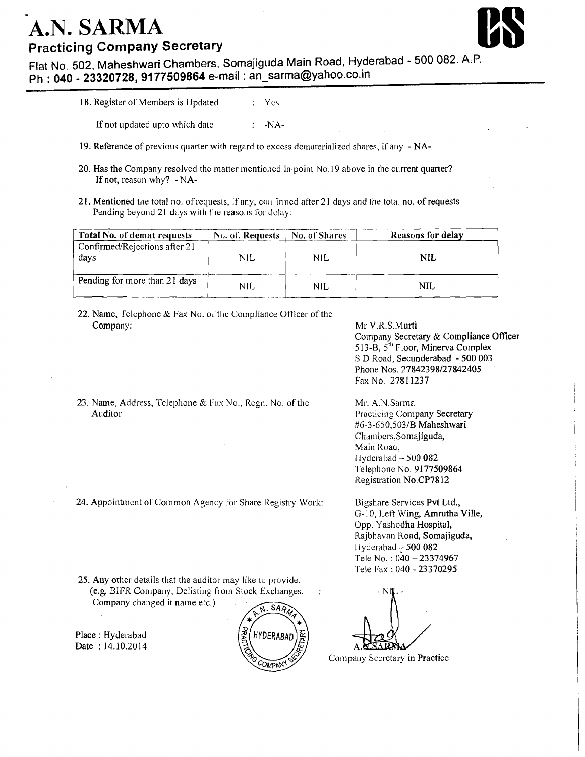# A.N. SARMA

## Practicing Company Secretary

Flat No. 502, Maheshwari Chambers, Somajiguda Main Road, Hyderabad - 500 082. A.P.
Ph : 040 - 23320728, 9177509864 e-mail : an_sarma@yahoo.co.in

18. Register of Members is Updated : Yes

    If not updated upto which date : -NA-

19. Reference of previous quarter with regard to excess dematerialized shares, if any - NA-

20. Has the Company resolved the matter mentioned in point No.19 above in the current quarter? If not, reason why? - NA-

21. Mentioned the total no. of requests, if any, confirmed after 21 days and the total no. of requests Pending beyond 21 days with the reasons for delay:

| Total No. of demat requests | No. of Requests | No. of Shares | Reasons for delay |
|---|---|---|---|
| Confirmed/Rejections after 21 days | NIL | NIL | NIL |
| Pending for more than 21 days | NIL | NIL | NIL |

22. Name, Telephone & Fax No. of the Compliance Officer of the Company:

    Mr V.R.S.Murti
    Company Secretary & Compliance Officer
    513-B, 5th Floor, Minerva Complex
    S D Road, Secunderabad - 500 003
    Phone Nos. 27842398/27842405
    Fax No. 27811237

23. Name, Address, Telephone & Fax No., Regn. No. of the Auditor

    Mr. A.N.Sarma
    Practicing Company Secretary
    #6-3-650,503/B Maheshwari Chambers,Somajiguda,
    Main Road,
    Hyderabad – 500 082
    Telephone No. 9177509864
    Registration No.CP7812

24. Appointment of Common Agency for Share Registry Work:

    Bigshare Services Pvt Ltd.,
    G-10, Left Wing, Amrutha Ville,
    Opp. Yashodha Hospital,
    Rajbhavan Road, Somajiguda,
    Hyderabad – 500 082
    Tele No. : 040 – 23374967
    Tele Fax : 040 - 23370295

25. Any other details that the auditor may like to provide. (e.g. BIFR Company, Delisting from Stock Exchanges, Company changed it name etc.) : - NIL -

Place : Hyderabad
Date : 14.10.2014

A.N.SARMA
Company Secretary in Practice